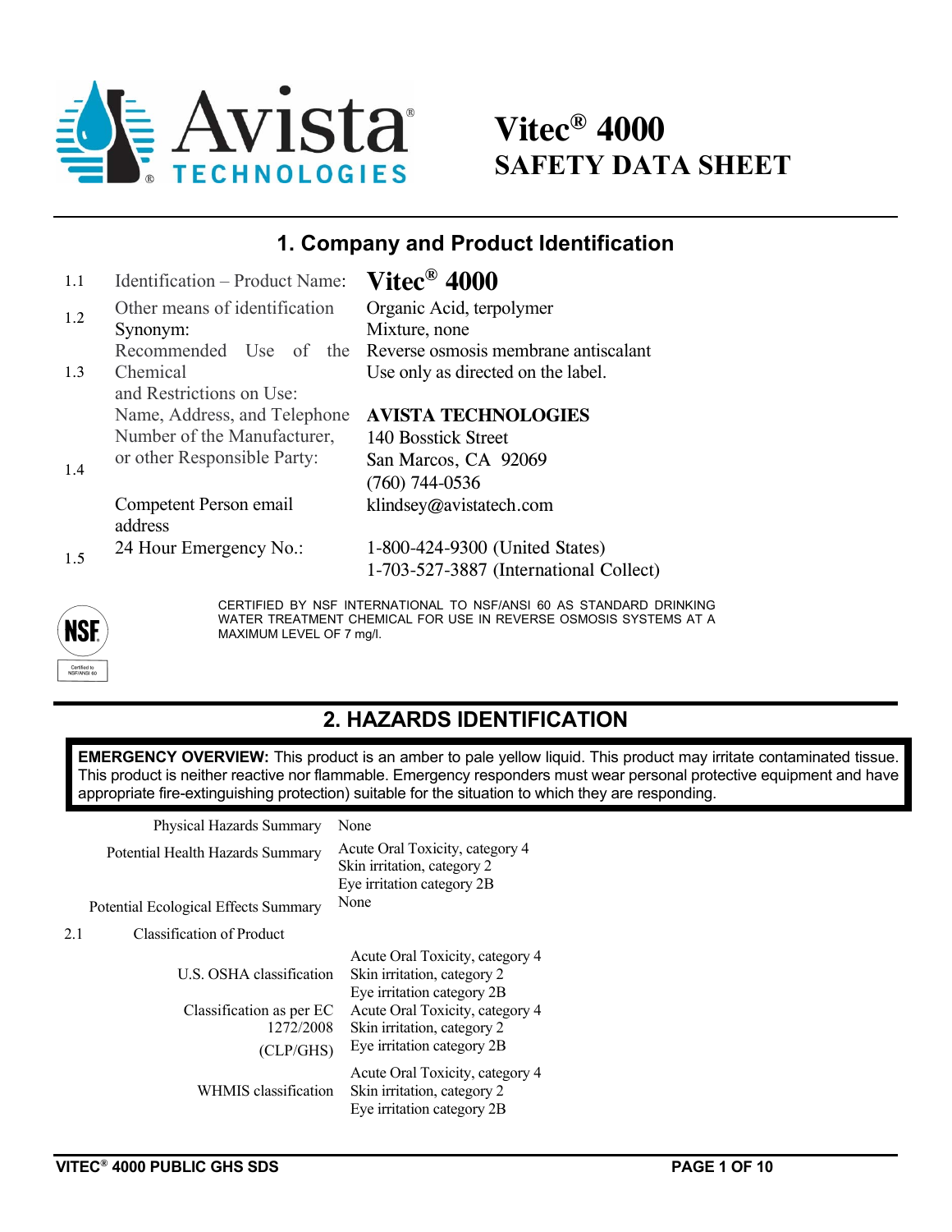Avista® TECHNOLOGIES

# Vitec® 4000 SAFETY DATA SHEET

## 1. Company and Product Identification

| | | |
|---|---|---|
| 1.1 | Identification – Product Name: | **Vitec® 4000** |
| 1.2 | Other means of identification<br>Synonym: | Organic Acid, terpolymer<br>Mixture, none |
| 1.3 | Recommended Use of the Chemical and Restrictions on Use: | Reverse osmosis membrane antiscalant<br>Use only as directed on the label. |
| 1.4 | Name, Address, and Telephone Number of the Manufacturer, or other Responsible Party: | **AVISTA TECHNOLOGIES**<br>140 Bosstick Street<br>San Marcos, CA 92069<br>(760) 744-0536 |
| | Competent Person email address | klindsey@avistatech.com |
| 1.5 | 24 Hour Emergency No.: | 1-800-424-9300 (United States)<br>1-703-527-3887 (International Collect) |

NSF — Certified to NSF/ANSI 60

CERTIFIED BY NSF INTERNATIONAL TO NSF/ANSI 60 AS STANDARD DRINKING WATER TREATMENT CHEMICAL FOR USE IN REVERSE OSMOSIS SYSTEMS AT A MAXIMUM LEVEL OF 7 mg/l.

## 2. HAZARDS IDENTIFICATION

**EMERGENCY OVERVIEW:** This product is an amber to pale yellow liquid. This product may irritate contaminated tissue. This product is neither reactive nor flammable. Emergency responders must wear personal protective equipment and have appropriate fire-extinguishing protection) suitable for the situation to which they are responding.

| | |
|---|---|
| Physical Hazards Summary | None |
| Potential Health Hazards Summary | Acute Oral Toxicity, category 4<br>Skin irritation, category 2<br>Eye irritation category 2B |
| Potential Ecological Effects Summary | None |

2.1 Classification of Product

| | |
|---|---|
| U.S. OSHA classification | Acute Oral Toxicity, category 4<br>Skin irritation, category 2<br>Eye irritation category 2B |
| Classification as per EC 1272/2008 (CLP/GHS) | Acute Oral Toxicity, category 4<br>Skin irritation, category 2<br>Eye irritation category 2B |
| WHMIS classification | Acute Oral Toxicity, category 4<br>Skin irritation, category 2<br>Eye irritation category 2B |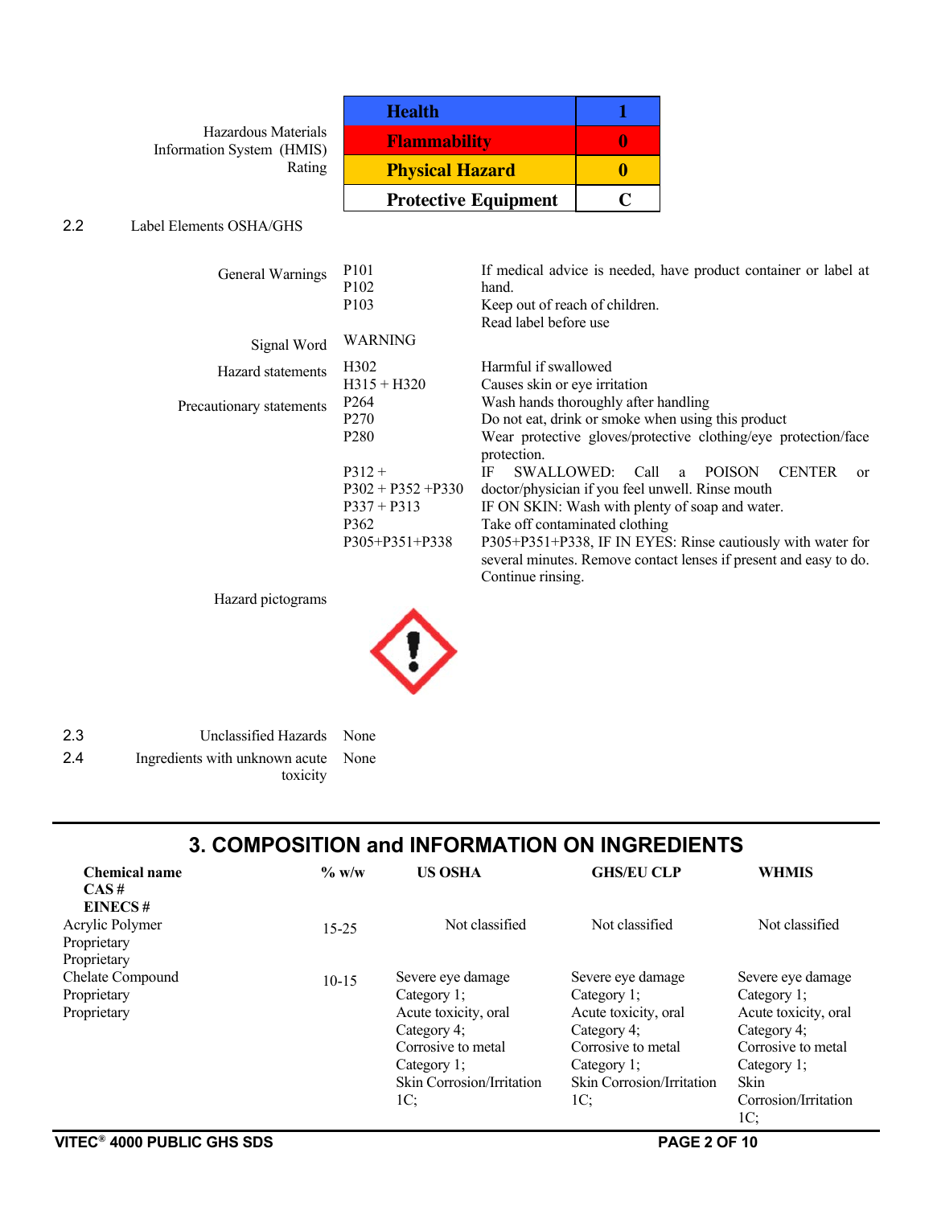| Hazardous Materials Information System (HMIS) Rating | | |
|---|---|---|
| | Health | 1 |
| | Flammability | 0 |
| | Physical Hazard | 0 |
| | Protective Equipment | C |

2.2 Label Elements OSHA/GHS

| | | |
|---|---|---|
| General Warnings | P101<br>P102<br>P103 | If medical advice is needed, have product container or label at hand.<br>Keep out of reach of children.<br>Read label before use |
| Signal Word | WARNING | |
| Hazard statements | H302<br>H315 + H320 | Harmful if swallowed<br>Causes skin or eye irritation |
| Precautionary statements | P264<br>P270<br>P280 | Wash hands thoroughly after handling<br>Do not eat, drink or smoke when using this product<br>Wear protective gloves/protective clothing/eye protection/face protection. |
| | P312 +<br>P302 + P352 +P330<br>P337 + P313<br>P362<br>P305+P351+P338 | IF SWALLOWED: Call a POISON CENTER or doctor/physician if you feel unwell. Rinse mouth<br>IF ON SKIN: Wash with plenty of soap and water.<br>Take off contaminated clothing<br>P305+P351+P338, IF IN EYES: Rinse cautiously with water for several minutes. Remove contact lenses if present and easy to do. Continue rinsing. |
| Hazard pictograms | | |

2.3 Unclassified Hazards: None

2.4 Ingredients with unknown acute toxicity: None

## 3. COMPOSITION and INFORMATION ON INGREDIENTS

| Chemical name<br>CAS #<br>EINECS # | % w/w | US OSHA | GHS/EU CLP | WHMIS |
|---|---|---|---|---|
| Acrylic Polymer<br>Proprietary<br>Proprietary | 15-25 | Not classified | Not classified | Not classified |
| Chelate Compound<br>Proprietary<br>Proprietary | 10-15 | Severe eye damage Category 1;<br>Acute toxicity, oral Category 4;<br>Corrosive to metal Category 1;<br>Skin Corrosion/Irritation 1C; | Severe eye damage Category 1;<br>Acute toxicity, oral Category 4;<br>Corrosive to metal Category 1;<br>Skin Corrosion/Irritation 1C; | Severe eye damage Category 1;<br>Acute toxicity, oral Category 4;<br>Corrosive to metal Category 1;<br>Skin Corrosion/Irritation 1C; |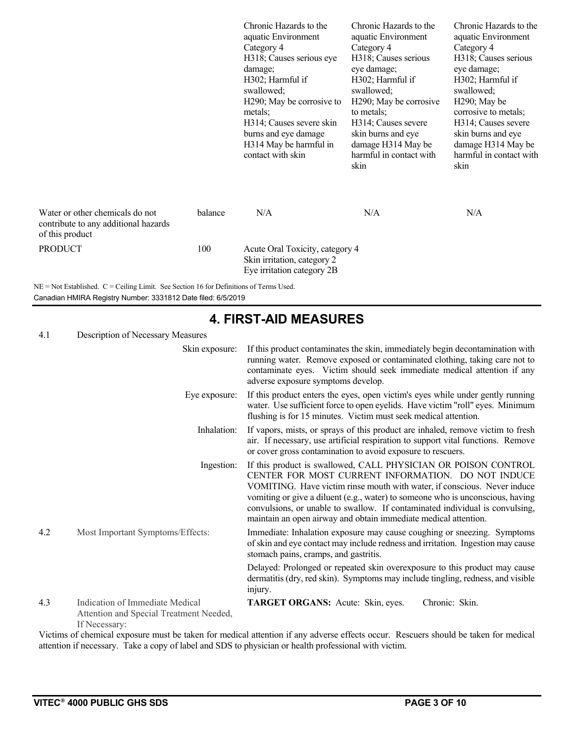| | | | | |
|---|---|---|---|---|
| | | Chronic Hazards to the aquatic Environment Category 4<br>H318; Causes serious eye damage;<br>H302; Harmful if swallowed;<br>H290; May be corrosive to metals;<br>H314; Causes severe skin burns and eye damage H314 May be harmful in contact with skin | Chronic Hazards to the aquatic Environment Category 4<br>H318; Causes serious eye damage;<br>H302; Harmful if swallowed;<br>H290; May be corrosive to metals;<br>H314; Causes severe skin burns and eye damage H314 May be harmful in contact with skin | Chronic Hazards to the aquatic Environment Category 4<br>H318; Causes serious eye damage;<br>H302; Harmful if swallowed;<br>H290; May be corrosive to metals;<br>H314; Causes severe skin burns and eye damage H314 May be harmful in contact with skin |
| Water or other chemicals do not contribute to any additional hazards of this product | balance | N/A | N/A | N/A |
| PRODUCT | 100 | Acute Oral Toxicity, category 4<br>Skin irritation, category 2<br>Eye irritation category 2B | | |

NE = Not Established. C = Ceiling Limit. See Section 16 for Definitions of Terms Used.

Canadian HMIRA Registry Number: 3331812 Date filed: 6/5/2019

# 4. FIRST-AID MEASURES

4.1 Description of Necessary Measures

**Skin exposure:** If this product contaminates the skin, immediately begin decontamination with running water. Remove exposed or contaminated clothing, taking care not to contaminate eyes. Victim should seek immediate medical attention if any adverse exposure symptoms develop.

**Eye exposure:** If this product enters the eyes, open victim's eyes while under gently running water. Use sufficient force to open eyelids. Have victim "roll" eyes. Minimum flushing is for 15 minutes. Victim must seek medical attention.

**Inhalation:** If vapors, mists, or sprays of this product are inhaled, remove victim to fresh air. If necessary, use artificial respiration to support vital functions. Remove or cover gross contamination to avoid exposure to rescuers.

**Ingestion:** If this product is swallowed, CALL PHYSICIAN OR POISON CONTROL CENTER FOR MOST CURRENT INFORMATION. DO NOT INDUCE VOMITING. Have victim rinse mouth with water, if conscious. Never induce vomiting or give a diluent (e.g., water) to someone who is unconscious, having convulsions, or unable to swallow. If contaminated individual is convulsing, maintain an open airway and obtain immediate medical attention.

4.2 Most Important Symptoms/Effects:

Immediate: Inhalation exposure may cause coughing or sneezing. Symptoms of skin and eye contact may include redness and irritation. Ingestion may cause stomach pains, cramps, and gastritis.

Delayed: Prolonged or repeated skin overexposure to this product may cause dermatitis (dry, red skin). Symptoms may include tingling, redness, and visible injury.

4.3 Indication of Immediate Medical Attention and Special Treatment Needed, If Necessary:

**TARGET ORGANS:** Acute: Skin, eyes. Chronic: Skin.

Victims of chemical exposure must be taken for medical attention if any adverse effects occur. Rescuers should be taken for medical attention if necessary. Take a copy of label and SDS to physician or health professional with victim.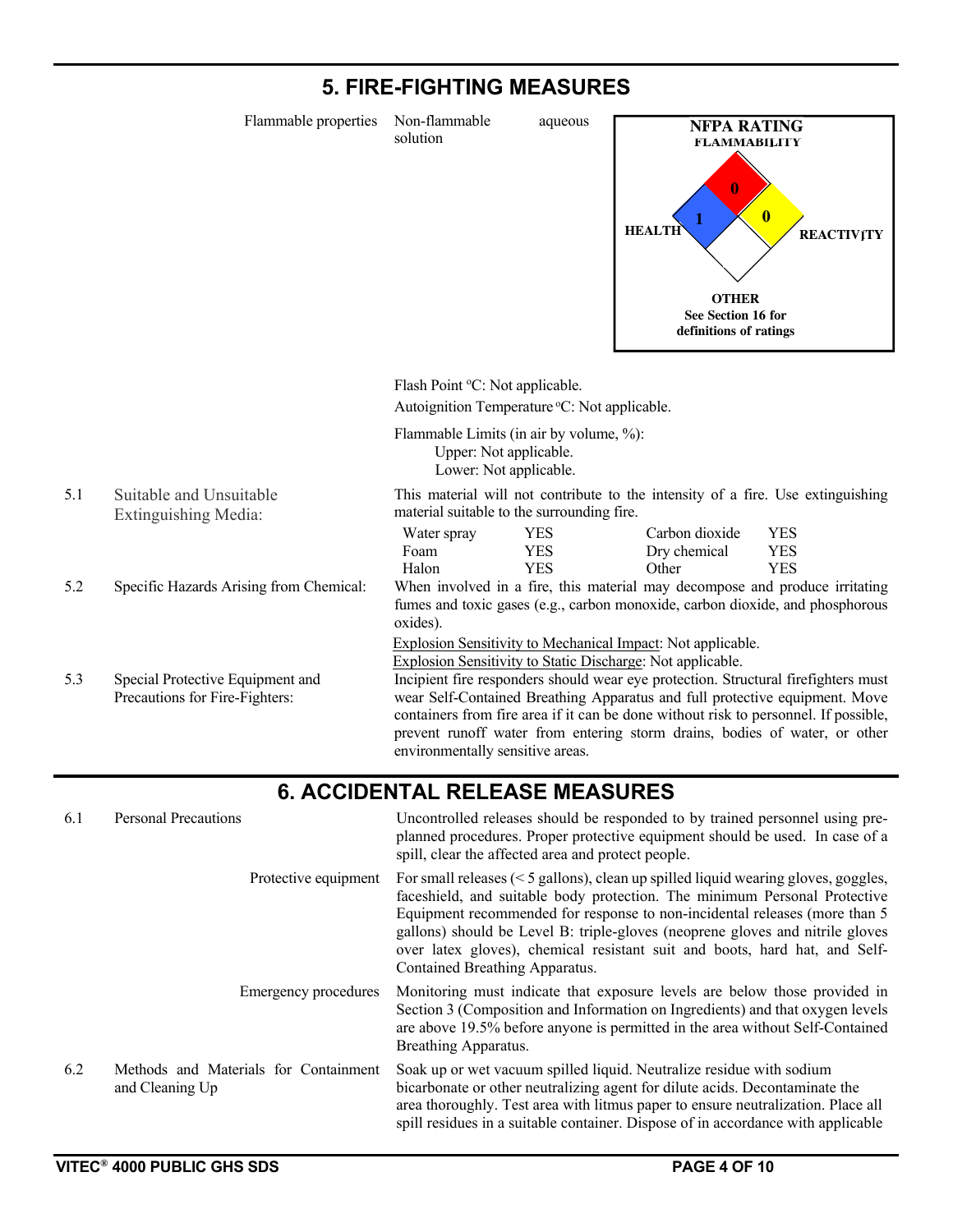## 5. FIRE-FIGHTING MEASURES

Flammable properties: Non-flammable aqueous solution

**NFPA RATING**

- FLAMMABILITY: 0
- HEALTH: 1
- REACTIVITY: 0
- OTHER

See Section 16 for definitions of ratings

Flash Point °C: Not applicable.

Autoignition Temperature °C: Not applicable.

Flammable Limits (in air by volume, %):
Upper: Not applicable.
Lower: Not applicable.

**5.1 Suitable and Unsuitable Extinguishing Media:**

This material will not contribute to the intensity of a fire. Use extinguishing material suitable to the surrounding fire.

| | | | |
|---|---|---|---|
| Water spray | YES | Carbon dioxide | YES |
| Foam | YES | Dry chemical | YES |
| Halon | YES | Other | YES |

**5.2 Specific Hazards Arising from Chemical:**

When involved in a fire, this material may decompose and produce irritating fumes and toxic gases (e.g., carbon monoxide, carbon dioxide, and phosphorous oxides).

Explosion Sensitivity to Mechanical Impact: Not applicable.
Explosion Sensitivity to Static Discharge: Not applicable.

**5.3 Special Protective Equipment and Precautions for Fire-Fighters:**

Incipient fire responders should wear eye protection. Structural firefighters must wear Self-Contained Breathing Apparatus and full protective equipment. Move containers from fire area if it can be done without risk to personnel. If possible, prevent runoff water from entering storm drains, bodies of water, or other environmentally sensitive areas.

## 6. ACCIDENTAL RELEASE MEASURES

**6.1 Personal Precautions**

Uncontrolled releases should be responded to by trained personnel using pre-planned procedures. Proper protective equipment should be used. In case of a spill, clear the affected area and protect people.

Protective equipment: For small releases (< 5 gallons), clean up spilled liquid wearing gloves, goggles, faceshield, and suitable body protection. The minimum Personal Protective Equipment recommended for response to non-incidental releases (more than 5 gallons) should be Level B: triple-gloves (neoprene gloves and nitrile gloves over latex gloves), chemical resistant suit and boots, hard hat, and Self-Contained Breathing Apparatus.

Emergency procedures: Monitoring must indicate that exposure levels are below those provided in Section 3 (Composition and Information on Ingredients) and that oxygen levels are above 19.5% before anyone is permitted in the area without Self-Contained Breathing Apparatus.

**6.2 Methods and Materials for Containment and Cleaning Up**

Soak up or wet vacuum spilled liquid. Neutralize residue with sodium bicarbonate or other neutralizing agent for dilute acids. Decontaminate the area thoroughly. Test area with litmus paper to ensure neutralization. Place all spill residues in a suitable container. Dispose of in accordance with applicable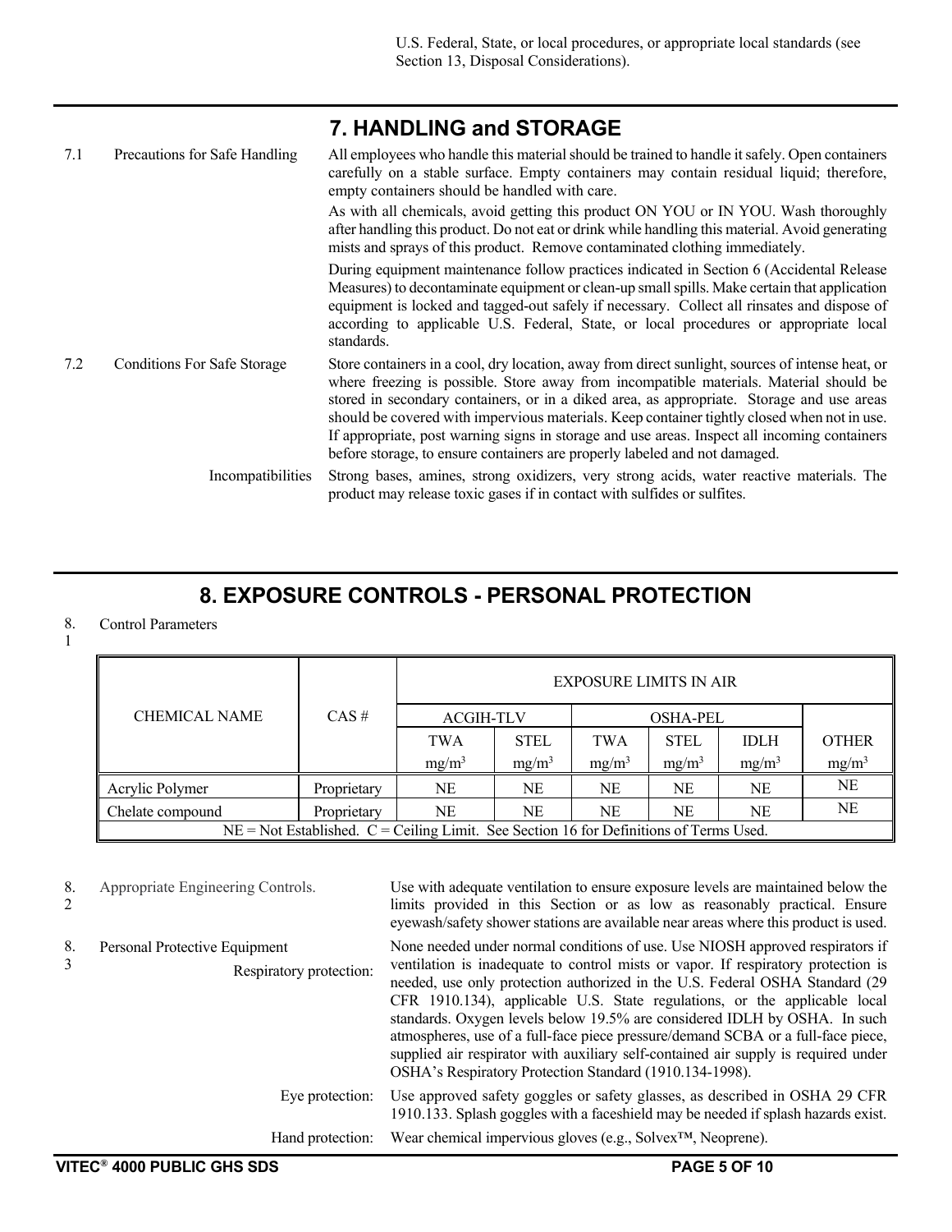U.S. Federal, State, or local procedures, or appropriate local standards (see Section 13, Disposal Considerations).

## 7. HANDLING and STORAGE

**7.1 Precautions for Safe Handling**

All employees who handle this material should be trained to handle it safely. Open containers carefully on a stable surface. Empty containers may contain residual liquid; therefore, empty containers should be handled with care.

As with all chemicals, avoid getting this product ON YOU or IN YOU. Wash thoroughly after handling this product. Do not eat or drink while handling this material. Avoid generating mists and sprays of this product. Remove contaminated clothing immediately.

During equipment maintenance follow practices indicated in Section 6 (Accidental Release Measures) to decontaminate equipment or clean-up small spills. Make certain that application equipment is locked and tagged-out safely if necessary. Collect all rinsates and dispose of according to applicable U.S. Federal, State, or local procedures or appropriate local standards.

**7.2 Conditions For Safe Storage**

Store containers in a cool, dry location, away from direct sunlight, sources of intense heat, or where freezing is possible. Store away from incompatible materials. Material should be stored in secondary containers, or in a diked area, as appropriate. Storage and use areas should be covered with impervious materials. Keep container tightly closed when not in use. If appropriate, post warning signs in storage and use areas. Inspect all incoming containers before storage, to ensure containers are properly labeled and not damaged.

**Incompatibilities**

Strong bases, amines, strong oxidizers, very strong acids, water reactive materials. The product may release toxic gases if in contact with sulfides or sulfites.

## 8. EXPOSURE CONTROLS - PERSONAL PROTECTION

**8.1 Control Parameters**

| CHEMICAL NAME | CAS # | EXPOSURE LIMITS IN AIR | | | | | |
|---|---|---|---|---|---|---|---|
| | | ACGIH-TLV | | OSHA-PEL | | | |
| | | TWA mg/m³ | STEL mg/m³ | TWA mg/m³ | STEL mg/m³ | IDLH mg/m³ | OTHER mg/m³ |
| Acrylic Polymer | Proprietary | NE | NE | NE | NE | NE | NE |
| Chelate compound | Proprietary | NE | NE | NE | NE | NE | NE |
| NE = Not Established. C = Ceiling Limit. See Section 16 for Definitions of Terms Used. | | | | | | | |

**8.2 Appropriate Engineering Controls.**

Use with adequate ventilation to ensure exposure levels are maintained below the limits provided in this Section or as low as reasonably practical. Ensure eyewash/safety shower stations are available near areas where this product is used.

**8.3 Personal Protective Equipment**

**Respiratory protection:** None needed under normal conditions of use. Use NIOSH approved respirators if ventilation is inadequate to control mists or vapor. If respiratory protection is needed, use only protection authorized in the U.S. Federal OSHA Standard (29 CFR 1910.134), applicable U.S. State regulations, or the applicable local standards. Oxygen levels below 19.5% are considered IDLH by OSHA. In such atmospheres, use of a full-face piece pressure/demand SCBA or a full-face piece, supplied air respirator with auxiliary self-contained air supply is required under OSHA's Respiratory Protection Standard (1910.134-1998).

**Eye protection:** Use approved safety goggles or safety glasses, as described in OSHA 29 CFR 1910.133. Splash goggles with a faceshield may be needed if splash hazards exist.

**Hand protection:** Wear chemical impervious gloves (e.g., Solvex™, Neoprene).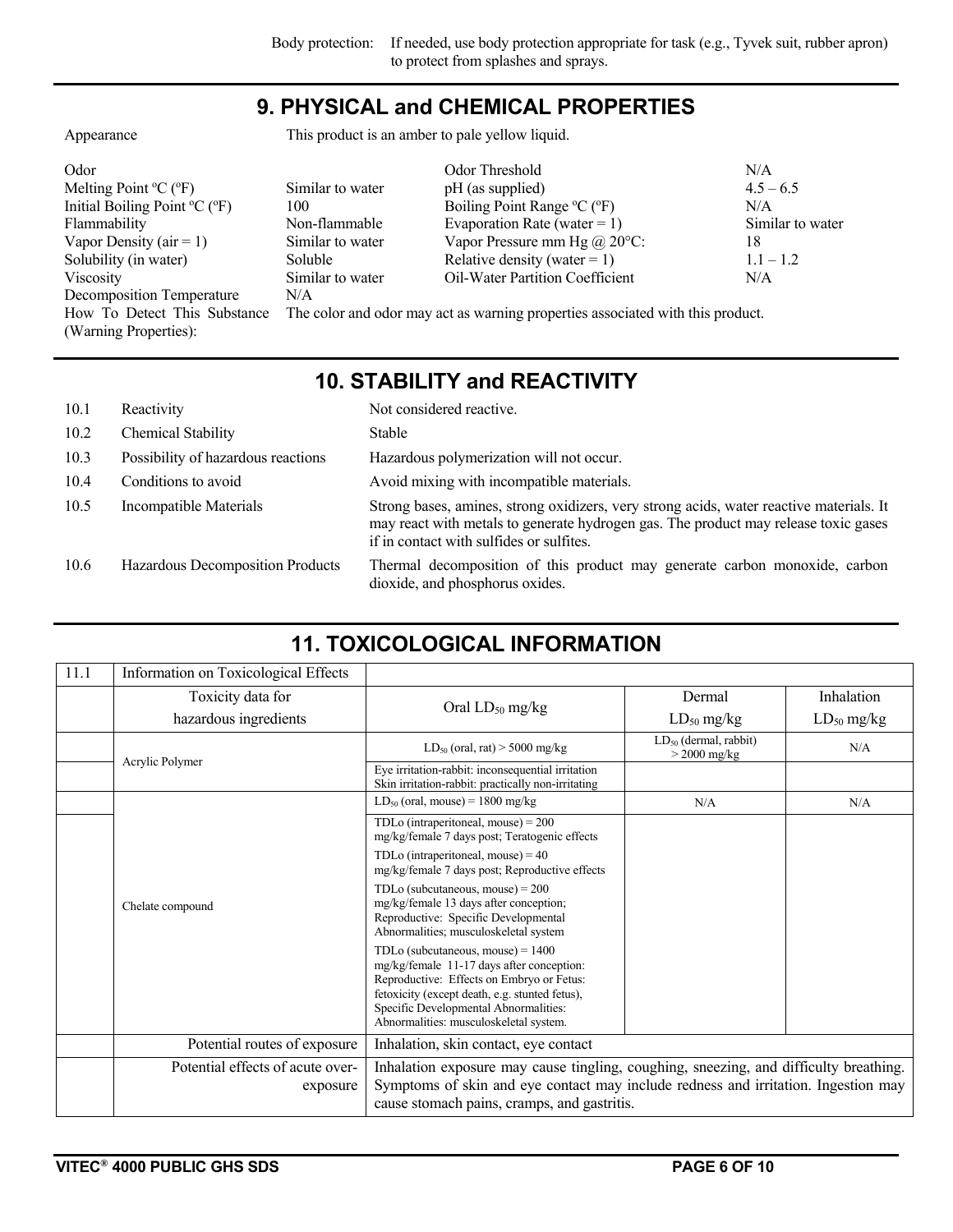Body protection: If needed, use body protection appropriate for task (e.g., Tyvek suit, rubber apron) to protect from splashes and sprays.

## 9. PHYSICAL and CHEMICAL PROPERTIES

Appearance: This product is an amber to pale yellow liquid.

| Property | Value | Property | Value |
|---|---|---|---|
| Odor | | Odor Threshold | N/A |
| Melting Point ºC (ºF) | Similar to water | pH (as supplied) | 4.5 – 6.5 |
| Initial Boiling Point ºC (ºF) | 100 | Boiling Point Range ºC (ºF) | N/A |
| Flammability | Non-flammable | Evaporation Rate (water = 1) | Similar to water |
| Vapor Density (air = 1) | Similar to water | Vapor Pressure mm Hg @ 20°C: | 18 |
| Solubility (in water) | Soluble | Relative density (water = 1) | 1.1 – 1.2 |
| Viscosity | Similar to water | Oil-Water Partition Coefficient | N/A |
| Decomposition Temperature | N/A | | |

How To Detect This Substance (Warning Properties): The color and odor may act as warning properties associated with this product.

## 10. STABILITY and REACTIVITY

| | | |
|---|---|---|
| 10.1 | Reactivity | Not considered reactive. |
| 10.2 | Chemical Stability | Stable |
| 10.3 | Possibility of hazardous reactions | Hazardous polymerization will not occur. |
| 10.4 | Conditions to avoid | Avoid mixing with incompatible materials. |
| 10.5 | Incompatible Materials | Strong bases, amines, strong oxidizers, very strong acids, water reactive materials. It may react with metals to generate hydrogen gas. The product may release toxic gases if in contact with sulfides or sulfites. |
| 10.6 | Hazardous Decomposition Products | Thermal decomposition of this product may generate carbon monoxide, carbon dioxide, and phosphorus oxides. |

## 11. TOXICOLOGICAL INFORMATION

| 11.1 | Information on Toxicological Effects | | | |
|---|---|---|---|---|
| | Toxicity data for hazardous ingredients | Oral $LD_{50}$ mg/kg | Dermal $LD_{50}$ mg/kg | Inhalation $LD_{50}$ mg/kg |
| | Acrylic Polymer | $LD_{50}$ (oral, rat) > 5000 mg/kg | $LD_{50}$ (dermal, rabbit) > 2000 mg/kg | N/A |
| | | Eye irritation-rabbit: inconsequential irritation<br>Skin irritation-rabbit: practically non-irritating | | |
| | Chelate compound | $LD_{50}$ (oral, mouse) = 1800 mg/kg | N/A | N/A |
| | | TDLo (intraperitoneal, mouse) = 200 mg/kg/female 7 days post; Teratogenic effects<br>TDLo (intraperitoneal, mouse) = 40 mg/kg/female 7 days post; Reproductive effects<br>TDLo (subcutaneous, mouse) = 200 mg/kg/female 13 days after conception; Reproductive: Specific Developmental Abnormalities; musculoskeletal system<br>TDLo (subcutaneous, mouse) = 1400 mg/kg/female 11-17 days after conception: Reproductive: Effects on Embryo or Fetus: fetoxicity (except death, e.g. stunted fetus), Specific Developmental Abnormalities: Abnormalities: musculoskeletal system. | | |
| | Potential routes of exposure | Inhalation, skin contact, eye contact | | |
| | Potential effects of acute over-exposure | Inhalation exposure may cause tingling, coughing, sneezing, and difficulty breathing. Symptoms of skin and eye contact may include redness and irritation. Ingestion may cause stomach pains, cramps, and gastritis. | | |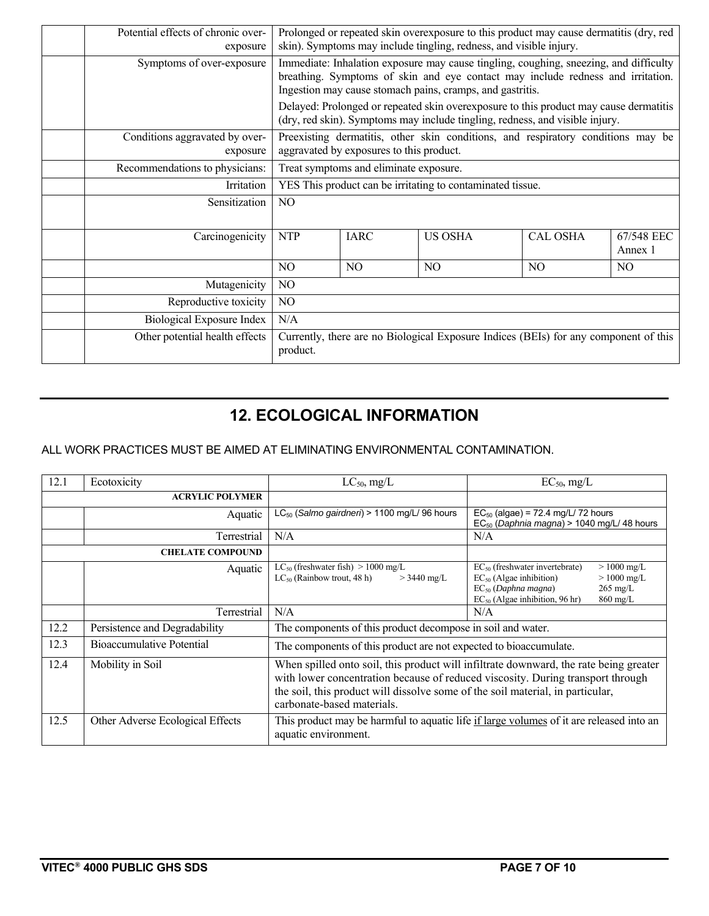| | | |
|---|---|---|
| | Potential effects of chronic over-exposure | Prolonged or repeated skin overexposure to this product may cause dermatitis (dry, red skin). Symptoms may include tingling, redness, and visible injury. |
| | Symptoms of over-exposure | Immediate: Inhalation exposure may cause tingling, coughing, sneezing, and difficulty breathing. Symptoms of skin and eye contact may include redness and irritation. Ingestion may cause stomach pains, cramps, and gastritis.<br>Delayed: Prolonged or repeated skin overexposure to this product may cause dermatitis (dry, red skin). Symptoms may include tingling, redness, and visible injury. |
| | Conditions aggravated by over-exposure | Preexisting dermatitis, other skin conditions, and respiratory conditions may be aggravated by exposures to this product. |
| | Recommendations to physicians: | Treat symptoms and eliminate exposure. |
| | Irritation | YES This product can be irritating to contaminated tissue. |
| | Sensitization | NO |

| | | NTP | IARC | US OSHA | CAL OSHA | 67/548 EEC Annex 1 |
|---|---|---|---|---|---|---|
| | Carcinogenicity | NO | NO | NO | NO | NO |

| | | |
|---|---|---|
| | Mutagenicity | NO |
| | Reproductive toxicity | NO |
| | Biological Exposure Index | N/A |
| | Other potential health effects | Currently, there are no Biological Exposure Indices (BEIs) for any component of this product. |

## 12. ECOLOGICAL INFORMATION

ALL WORK PRACTICES MUST BE AIMED AT ELIMINATING ENVIRONMENTAL CONTAMINATION.

| 12.1 | Ecotoxicity | $LC_{50}$, mg/L | $EC_{50}$, mg/L |
|---|---|---|---|
| | **ACRYLIC POLYMER** | | |
| | Aquatic | $LC_{50}$ (*Salmo gairdneri*) > 1100 mg/L/ 96 hours | $EC_{50}$ (algae) = 72.4 mg/L/ 72 hours<br>$EC_{50}$ (*Daphnia magna*) > 1040 mg/L/ 48 hours |
| | Terrestrial | N/A | N/A |
| | **CHELATE COMPOUND** | | |
| | Aquatic | $LC_{50}$ (freshwater fish) > 1000 mg/L<br>$LC_{50}$ (Rainbow trout, 48 h) > 3440 mg/L | $EC_{50}$ (freshwater invertebrate) > 1000 mg/L<br>$EC_{50}$ (Algae inhibition) > 1000 mg/L<br>$EC_{50}$ (*Daphna magna*) 265 mg/L<br>$EC_{50}$ (Algae inhibition, 96 hr) 860 mg/L |
| | Terrestrial | N/A | N/A |
| 12.2 | Persistence and Degradability | The components of this product decompose in soil and water. | |
| 12.3 | Bioaccumulative Potential | The components of this product are not expected to bioaccumulate. | |
| 12.4 | Mobility in Soil | When spilled onto soil, this product will infiltrate downward, the rate being greater with lower concentration because of reduced viscosity. During transport through the soil, this product will dissolve some of the soil material, in particular, carbonate-based materials. | |
| 12.5 | Other Adverse Ecological Effects | This product may be harmful to aquatic life <u>if large volumes</u> of it are released into an aquatic environment. | |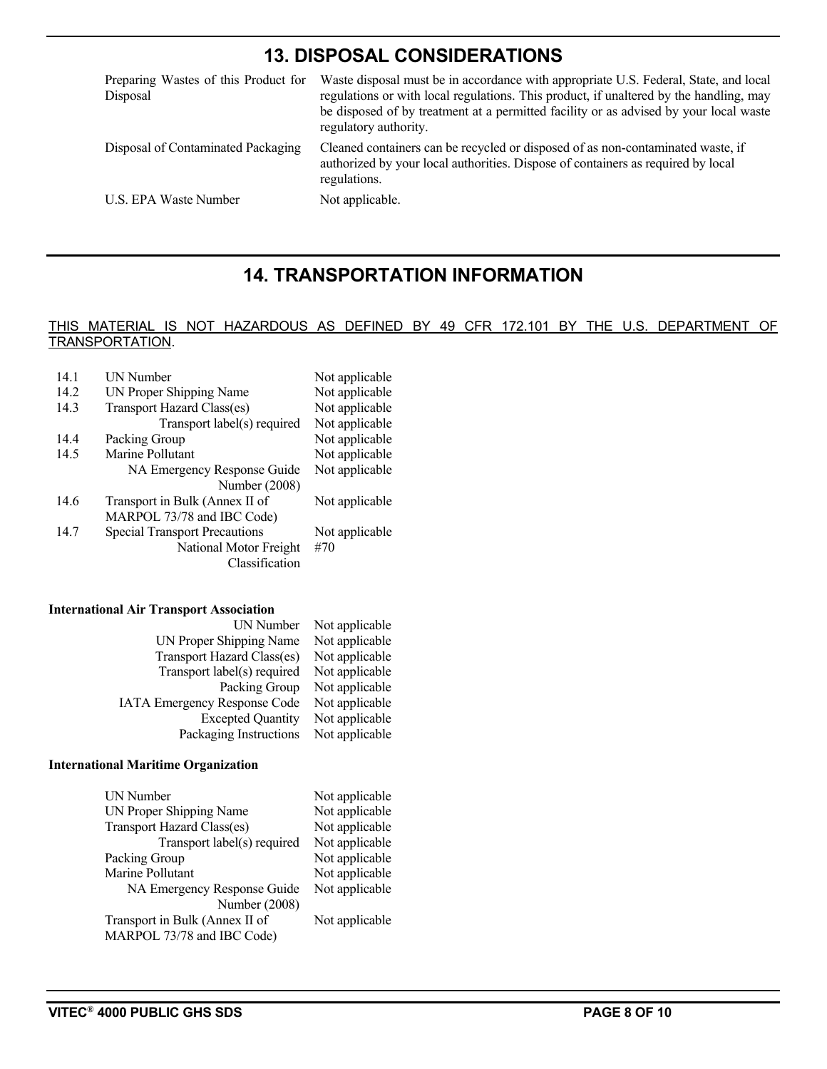# 13. DISPOSAL CONSIDERATIONS

| | |
|---|---|
| Preparing Wastes of this Product for Disposal | Waste disposal must be in accordance with appropriate U.S. Federal, State, and local regulations or with local regulations. This product, if unaltered by the handling, may be disposed of by treatment at a permitted facility or as advised by your local waste regulatory authority. |
| Disposal of Contaminated Packaging | Cleaned containers can be recycled or disposed of as non-contaminated waste, if authorized by your local authorities. Dispose of containers as required by local regulations. |
| U.S. EPA Waste Number | Not applicable. |

# 14. TRANSPORTATION INFORMATION

THIS MATERIAL IS NOT HAZARDOUS AS DEFINED BY 49 CFR 172.101 BY THE U.S. DEPARTMENT OF TRANSPORTATION.

| | | |
|---|---|---|
| 14.1 | UN Number | Not applicable |
| 14.2 | UN Proper Shipping Name | Not applicable |
| 14.3 | Transport Hazard Class(es) | Not applicable |
| | Transport label(s) required | Not applicable |
| 14.4 | Packing Group | Not applicable |
| 14.5 | Marine Pollutant | Not applicable |
| | NA Emergency Response Guide Number (2008) | Not applicable |
| 14.6 | Transport in Bulk (Annex II of MARPOL 73/78 and IBC Code) | Not applicable |
| 14.7 | Special Transport Precautions | Not applicable |
| | National Motor Freight Classification | #70 |

**International Air Transport Association**

| | |
|---|---|
| UN Number | Not applicable |
| UN Proper Shipping Name | Not applicable |
| Transport Hazard Class(es) | Not applicable |
| Transport label(s) required | Not applicable |
| Packing Group | Not applicable |
| IATA Emergency Response Code | Not applicable |
| Excepted Quantity | Not applicable |
| Packaging Instructions | Not applicable |

**International Maritime Organization**

| | |
|---|---|
| UN Number | Not applicable |
| UN Proper Shipping Name | Not applicable |
| Transport Hazard Class(es) | Not applicable |
| Transport label(s) required | Not applicable |
| Packing Group | Not applicable |
| Marine Pollutant | Not applicable |
| NA Emergency Response Guide Number (2008) | Not applicable |
| Transport in Bulk (Annex II of MARPOL 73/78 and IBC Code) | Not applicable |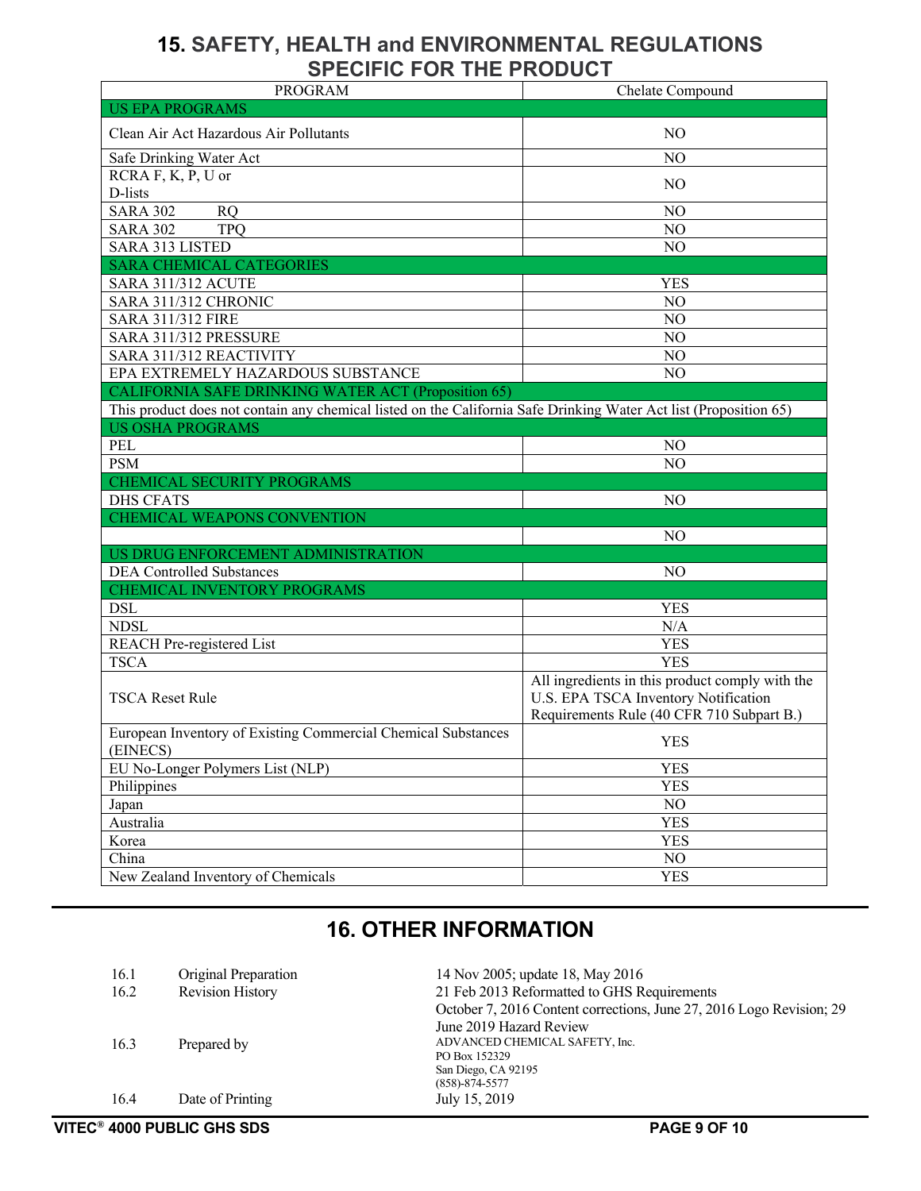## 15. SAFETY, HEALTH and ENVIRONMENTAL REGULATIONS SPECIFIC FOR THE PRODUCT

| PROGRAM | Chelate Compound |
|---|---|
| **US EPA PROGRAMS** | |
| Clean Air Act Hazardous Air Pollutants | NO |
| Safe Drinking Water Act | NO |
| RCRA F, K, P, U or D-lists | NO |
| SARA 302 RQ | NO |
| SARA 302 TPQ | NO |
| SARA 313 LISTED | NO |
| **SARA CHEMICAL CATEGORIES** | |
| SARA 311/312 ACUTE | YES |
| SARA 311/312 CHRONIC | NO |
| SARA 311/312 FIRE | NO |
| SARA 311/312 PRESSURE | NO |
| SARA 311/312 REACTIVITY | NO |
| EPA EXTREMELY HAZARDOUS SUBSTANCE | NO |
| **CALIFORNIA SAFE DRINKING WATER ACT (Proposition 65)** | |
| This product does not contain any chemical listed on the California Safe Drinking Water Act list (Proposition 65) | |
| **US OSHA PROGRAMS** | |
| PEL | NO |
| PSM | NO |
| **CHEMICAL SECURITY PROGRAMS** | |
| DHS CFATS | NO |
| **CHEMICAL WEAPONS CONVENTION** | |
| | NO |
| **US DRUG ENFORCEMENT ADMINISTRATION** | |
| DEA Controlled Substances | NO |
| **CHEMICAL INVENTORY PROGRAMS** | |
| DSL | YES |
| NDSL | N/A |
| REACH Pre-registered List | YES |
| TSCA | YES |
| TSCA Reset Rule | All ingredients in this product comply with the U.S. EPA TSCA Inventory Notification Requirements Rule (40 CFR 710 Subpart B.) |
| European Inventory of Existing Commercial Chemical Substances (EINECS) | YES |
| EU No-Longer Polymers List (NLP) | YES |
| Philippines | YES |
| Japan | NO |
| Australia | YES |
| Korea | YES |
| China | NO |
| New Zealand Inventory of Chemicals | YES |

## 16. OTHER INFORMATION

| | | |
|---|---|---|
| 16.1 | Original Preparation | 14 Nov 2005; update 18, May 2016 |
| 16.2 | Revision History | 21 Feb 2013 Reformatted to GHS Requirements<br>October 7, 2016 Content corrections, June 27, 2016 Logo Revision; 29 June 2019 Hazard Review |
| 16.3 | Prepared by | ADVANCED CHEMICAL SAFETY, Inc.<br>PO Box 152329<br>San Diego, CA 92195<br>(858)-874-5577 |
| 16.4 | Date of Printing | July 15, 2019 |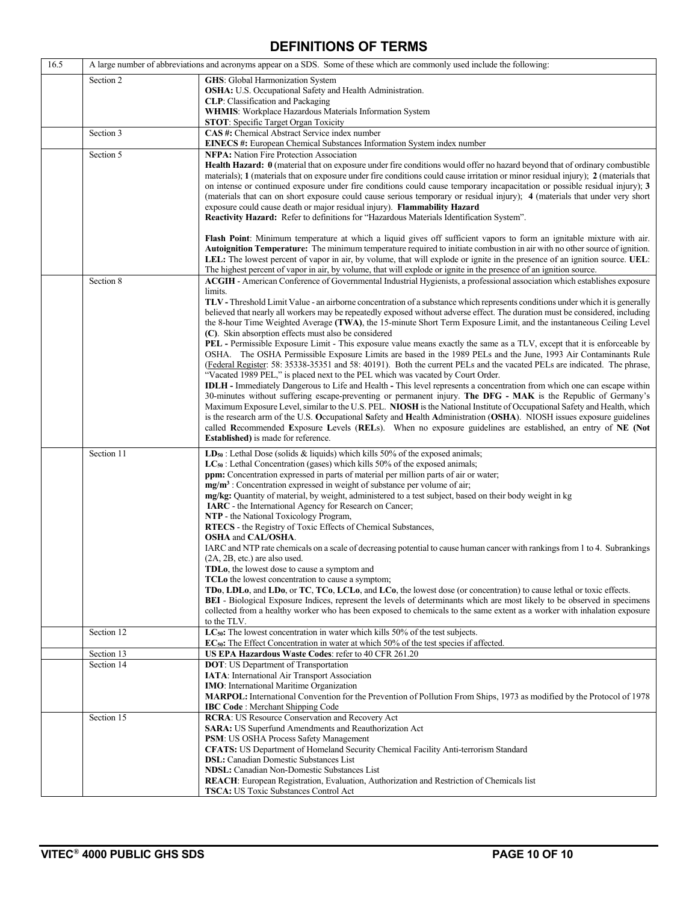## DEFINITIONS OF TERMS

| | | |
|---|---|---|
| 16.5 | A large number of abbreviations and acronyms appear on a SDS. Some of these which are commonly used include the following: | |
| | Section 2 | **GHS**: Global Harmonization System<br>**OSHA:** U.S. Occupational Safety and Health Administration.<br>**CLP**: Classification and Packaging<br>**WHMIS**: Workplace Hazardous Materials Information System<br>**STOT**: Specific Target Organ Toxicity |
| | Section 3 | **CAS #:** Chemical Abstract Service index number<br>**EINECS #:** European Chemical Substances Information System index number |
| | Section 5 | **NFPA:** Nation Fire Protection Association<br>**Health Hazard: 0** (material that on exposure under fire conditions would offer no hazard beyond that of ordinary combustible materials); **1** (materials that on exposure under fire conditions could cause irritation or minor residual injury); **2** (materials that on intense or continued exposure under fire conditions could cause temporary incapacitation or possible residual injury); **3** (materials that can on short exposure could cause serious temporary or residual injury); **4** (materials that under very short exposure could cause death or major residual injury). **Flammability Hazard**<br>**Reactivity Hazard:** Refer to definitions for "Hazardous Materials Identification System".<br><br>**Flash Point**: Minimum temperature at which a liquid gives off sufficient vapors to form an ignitable mixture with air.<br>**Autoignition Temperature:** The minimum temperature required to initiate combustion in air with no other source of ignition.<br>**LEL:** The lowest percent of vapor in air, by volume, that will explode or ignite in the presence of an ignition source. **UEL**: The highest percent of vapor in air, by volume, that will explode or ignite in the presence of an ignition source. |
| | Section 8 | **ACGIH** - American Conference of Governmental Industrial Hygienists, a professional association which establishes exposure limits.<br>**TLV -** Threshold Limit Value - an airborne concentration of a substance which represents conditions under which it is generally believed that nearly all workers may be repeatedly exposed without adverse effect. The duration must be considered, including the 8-hour Time Weighted Average **(TWA)**, the 15-minute Short Term Exposure Limit, and the instantaneous Ceiling Level **(C)**. Skin absorption effects must also be considered<br>**PEL -** Permissible Exposure Limit - This exposure value means exactly the same as a TLV, except that it is enforceable by OSHA. The OSHA Permissible Exposure Limits are based in the 1989 PELs and the June, 1993 Air Contaminants Rule (Federal Register: 58: 35338-35351 and 58: 40191). Both the current PELs and the vacated PELs are indicated. The phrase, "Vacated 1989 PEL," is placed next to the PEL which was vacated by Court Order.<br>**IDLH -** Immediately Dangerous to Life and Health **-** This level represents a concentration from which one can escape within 30-minutes without suffering escape-preventing or permanent injury. **The DFG - MAK** is the Republic of Germany's Maximum Exposure Level, similar to the U.S. PEL. **NIOSH** is the National Institute of Occupational Safety and Health, which is the research arm of the U.S. **O**ccupational **S**afety and **H**ealth **A**dministration (**OSHA**). NIOSH issues exposure guidelines called **R**ecommended **E**xposure **L**evels (**REL**s). When no exposure guidelines are established, an entry of **NE (Not Established)** is made for reference. |
| | Section 11 | **$LD_{50}$** : Lethal Dose (solids & liquids) which kills 50% of the exposed animals;<br>**$LC_{50}$** : Lethal Concentration (gases) which kills 50% of the exposed animals;<br>**ppm:** Concentration expressed in parts of material per million parts of air or water;<br>**$mg/m^3$** : Concentration expressed in weight of substance per volume of air;<br>**mg/kg:** Quantity of material, by weight, administered to a test subject, based on their body weight in kg<br>**IARC** - the International Agency for Research on Cancer;<br>**NTP** - the National Toxicology Program,<br>**RTECS** - the Registry of Toxic Effects of Chemical Substances,<br>**OSHA** and **CAL/OSHA**.<br>IARC and NTP rate chemicals on a scale of decreasing potential to cause human cancer with rankings from 1 to 4. Subrankings (2A, 2B, etc.) are also used.<br>**TDLo**, the lowest dose to cause a symptom and<br>**TCLo** the lowest concentration to cause a symptom;<br>**TDo**, **LDLo**, and **LDo**, or **TC**, **TCo**, **LCLo**, and **LCo**, the lowest dose (or concentration) to cause lethal or toxic effects.<br>**BEI** - Biological Exposure Indices, represent the levels of determinants which are most likely to be observed in specimens collected from a healthy worker who has been exposed to chemicals to the same extent as a worker with inhalation exposure to the TLV. |
| | Section 12 | **$LC_{50}$:** The lowest concentration in water which kills 50% of the test subjects.<br>**$EC_{50}$:** The Effect Concentration in water at which 50% of the test species if affected. |
| | Section 13 | **US EPA Hazardous Waste Codes**: refer to 40 CFR 261.20 |
| | Section 14 | **DOT**: US Department of Transportation<br>**IATA**: International Air Transport Association<br>**IMO**: International Maritime Organization<br>**MARPOL:** International Convention for the Prevention of Pollution From Ships, 1973 as modified by the Protocol of 1978<br>**IBC Code** : Merchant Shipping Code |
| | Section 15 | **RCRA**: US Resource Conservation and Recovery Act<br>**SARA:** US Superfund Amendments and Reauthorization Act<br>**PSM**: US OSHA Process Safety Management<br>**CFATS:** US Department of Homeland Security Chemical Facility Anti-terrorism Standard<br>**DSL:** Canadian Domestic Substances List<br>**NDSL:** Canadian Non-Domestic Substances List<br>**REACH**: European Registration, Evaluation, Authorization and Restriction of Chemicals list<br>**TSCA:** US Toxic Substances Control Act |